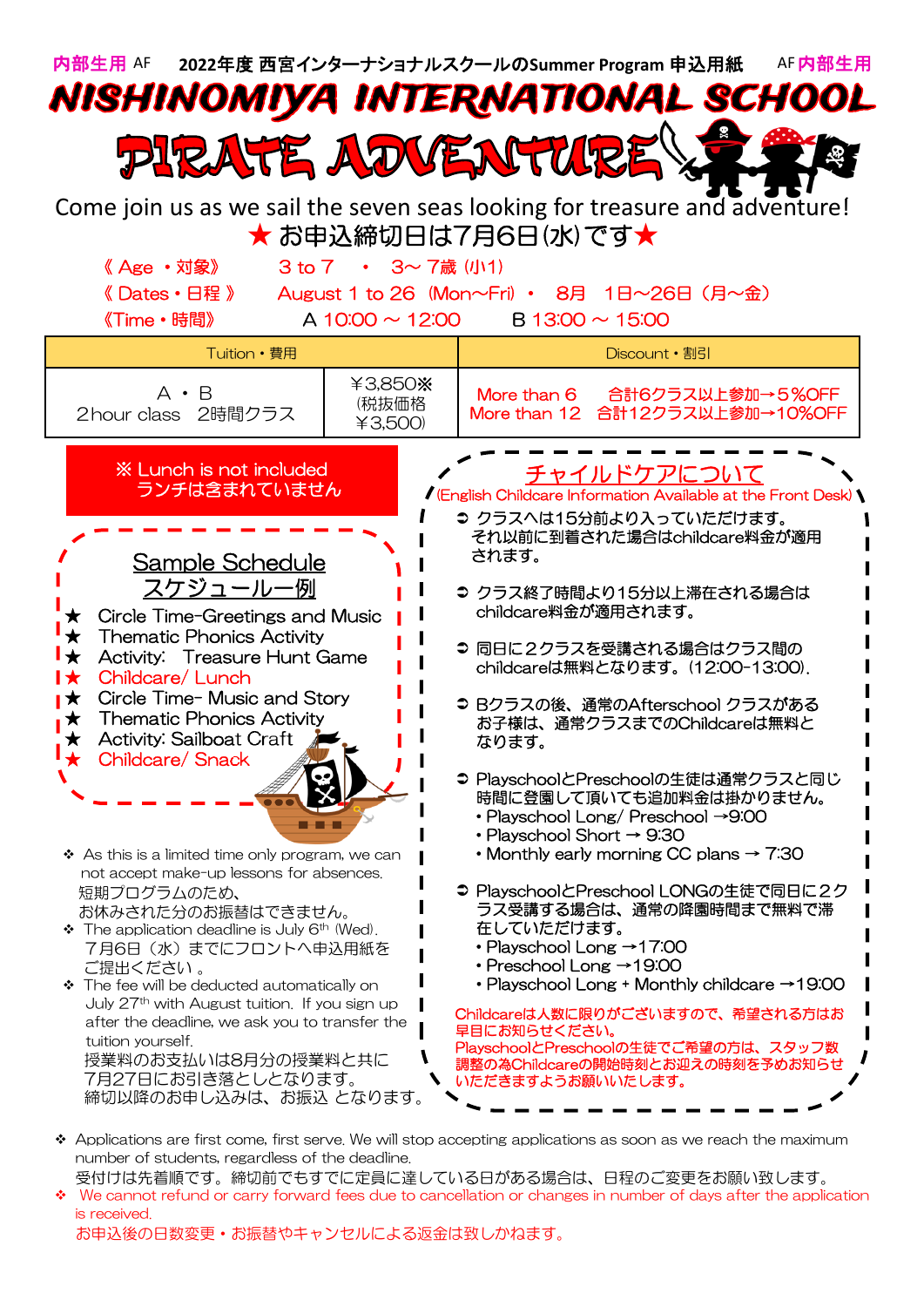内部生用 AF　**2022年度 西宮インターナショナルスクールのSummer Program 申込用紙**　AF 内部生用

# NISHINOMIYA INTERNATIONAL SCHOOL

# PIRATE ADVENTURE

Come join us as we sail the seven seas looking for treasure and adventure!

★ お申込締切日は7月6日(水)です★

《 Age ・対象》　3 to 7　・　3～ 7歳 (小1)

《 Dates・日程 》　August 1 to 26 (Mon~Fri) ・ 8月　1日~26日 (月~金)

《Time・時間》　A 10:00 ～ 12:00　B 13:00 ～ 15:00

| Tuition・費用 | | Discount・割引 |
|---|---|---|
| A ・ B<br>2hour class　2時間クラス | ¥3,850※<br>(税抜価格<br>¥3,500) | More than 6　合計6クラス以上参加→5%OFF<br>More than 12　合計12クラス以上参加→10%OFF |

※ Lunch is not included
ランチは含まれていません

## Sample Schedule
## スケジュール一例

- ★ Circle Time-Greetings and Music
- ★ Thematic Phonics Activity
- ★ Activity: Treasure Hunt Game
- ★ Childcare/ Lunch
- ★ Circle Time- Music and Story
- ★ Thematic Phonics Activity
- ★ Activity: Sailboat Craft
- ★ Childcare/ Snack

- ❖ As this is a limited time only program, we can not accept make-up lessons for absences.
  短期プログラムのため、
  お休みされた分のお振替はできません。
- ❖ The application deadline is July 6th (Wed).
  7月6日（水）までにフロントへ申込用紙をご提出ください 。
- ❖ The fee will be deducted automatically on July 27th with August tuition. If you sign up after the deadline, we ask you to transfer the tuition yourself.
  授業料のお支払いは8月分の授業料と共に7月27日にお引き落としとなります。
  締切以降のお申し込みは、お振込 となります。

## チャイルドケアについて

(English Childcare Information Available at the Front Desk)

- ➲ クラスへは15分前より入っていただけます。
  それ以前に到着された場合はchildcare料金が適用されます。
- ➲ クラス終了時間より15分以上滞在される場合はchildcare料金が適用されます。
- ➲ 同日に２クラスを受講される場合はクラス間のchildcareは無料となります。(12:00-13:00).
- ➲ Bクラスの後、通常のAfterschool クラスがあるお子様は、通常クラスまでのChildcareは無料となります。
- ➲ PlayschoolとPreschoolの生徒は通常クラスと同じ時間に登園して頂いても追加料金は掛かりません。
  - Playschool Long/ Preschool →9:00
  - Playschool Short → 9:30
  - Monthly early morning CC plans → 7:30
- ➲ PlayschoolとPreschool LONGの生徒で同日に２クラス受講する場合は、通常の降園時間まで無料で滞在していただけます。
  - Playschool Long →17:00
  - Preschool Long →19:00
  - Playschool Long + Monthly childcare →19:00

Childcareは人数に限りがございますので、希望される方はお早目にお知らせください。
PlayschoolとPreschoolの生徒でご希望の方は、スタッフ数調整の為Childcareの開始時刻とお迎えの時刻を予めお知らせいただきますようお願いいたします。

- ❖ Applications are first come, first serve. We will stop accepting applications as soon as we reach the maximum number of students, regardless of the deadline.
  受付けは先着順です。締切前でもすでに定員に達している日がある場合は、日程のご変更をお願い致します。
- ❖ We cannot refund or carry forward fees due to cancellation or changes in number of days after the application is received.
  お申込後の日数変更・お振替やキャンセルによる返金は致しかねます。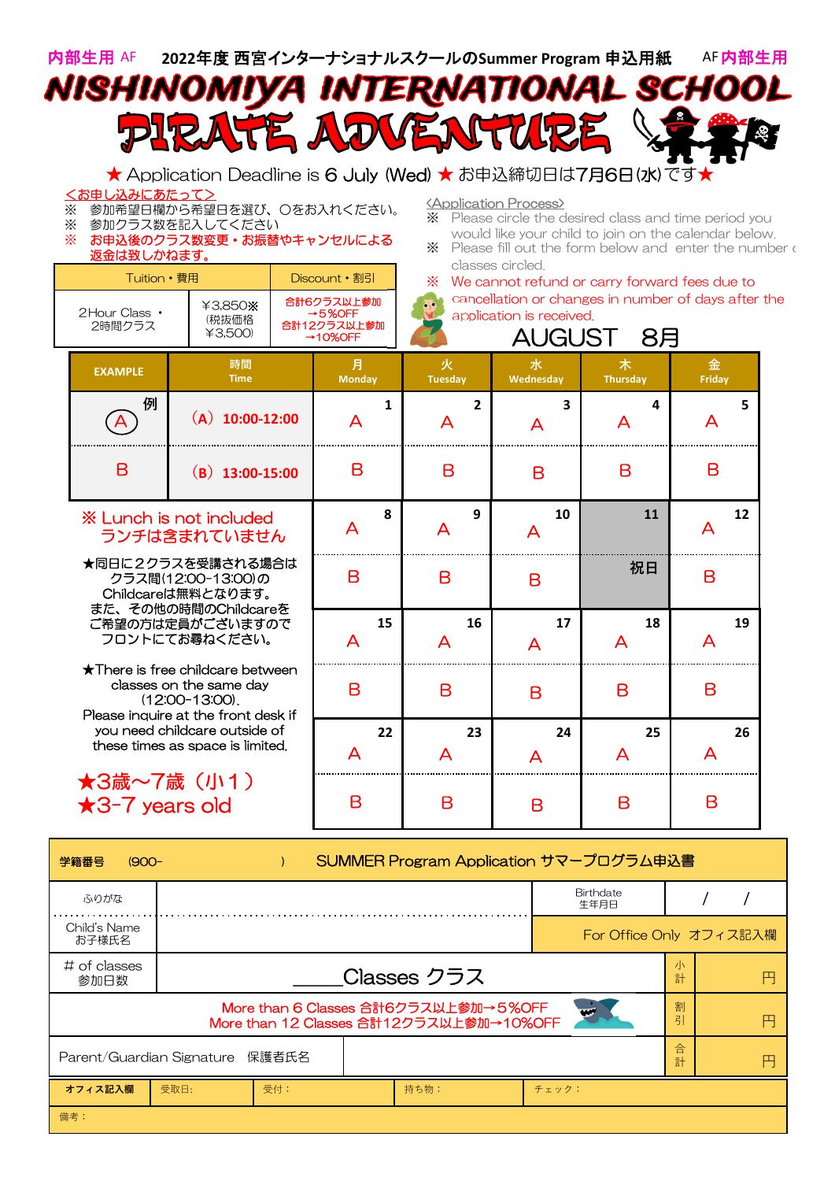内部生用 AF　2022年度 西宮インターナショナルスクールのSummer Program 申込用紙　AF 内部生用

# NISHINOMIYA INTERNATIONAL SCHOOL
# PIRATE ADVENTURE

★ Application Deadline is 6 July (Wed) ★ お申込締切日は7月6日(水)です★

<お申し込みにあたって>
※　参加希望日欄から希望日を選び、〇をお入れください。
※　参加クラス数を記入してください
※　お申込後のクラス数変更・お振替やキャンセルによる返金は致しかねます。

<Application Process>
※　Please circle the desired class and time period you would like your child to join on the calendar below.
※　Please fill out the form below and enter the number of classes circled.
※　We cannot refund or carry forward fees due to cancellation or changes in number of days after the application is received.

| Tuition・費用 | | Discount・割引 |
|---|---|---|
| 2Hour Class・2時間クラス | ¥3,850※ (税抜価格 ¥3,500) | 合計6クラス以上参加→5%OFF 合計12クラス以上参加→10%OFF |

## AUGUST　8月

| EXAMPLE | 時間 Time | 月 Monday | 火 Tuesday | 水 Wednesday | 木 Thursday | 金 Friday |
|---|---|---|---|---|---|---|
| 例 (A) | (A) 10:00-12:00 | 1 A | 2 A | 3 A | 4 A | 5 A |
| B | (B) 13:00-15:00 | B | B | B | B | B |
| | | 8 A | 9 A | 10 A | 11 | 12 A |
| | | B | B | B | 祝日 | B |
| | | 15 A | 16 A | 17 A | 18 A | 19 A |
| | | B | B | B | B | B |
| | | 22 A | 23 A | 24 A | 25 A | 26 A |
| | | B | B | B | B | B |

※ Lunch is not included
ランチは含まれていません

★同日に2クラスを受講される場合はクラス間(12:00-13:00)のChildcareは無料となります。
また、その他の時間のChildcareをご希望の方は定員がございますのでフロントにてお尋ねください。

★There is free childcare between classes on the same day (12:00-13:00).
Please inquire at the front desk if you need childcare outside of these times as space is limited.

★3歳～7歳（小1）
★3-7 years old

| 学籍番号　(900-　　　　) | SUMMER Program Application サマープログラム申込書 | | | |
|---|---|---|---|---|
| ふりがな / Child's Name お子様氏名 | | Birthdate 生年月日 | / / | |
| | | For Office Only オフィス記入欄 | | |
| # of classes 参加日数 | ＿＿＿Classes クラス | | 小計 | 円 |
| More than 6 Classes 合計6クラス以上参加→5%OFF More than 12 Classes 合計12クラス以上参加→10%OFF | | | 割引 | 円 |
| Parent/Guardian Signature　保護者氏名 | | | 合計 | 円 |

| オフィス記入欄 | 受取日: | 受付： | 持ち物： | チェック： |
|---|---|---|---|---|
| 備考： | | | | |